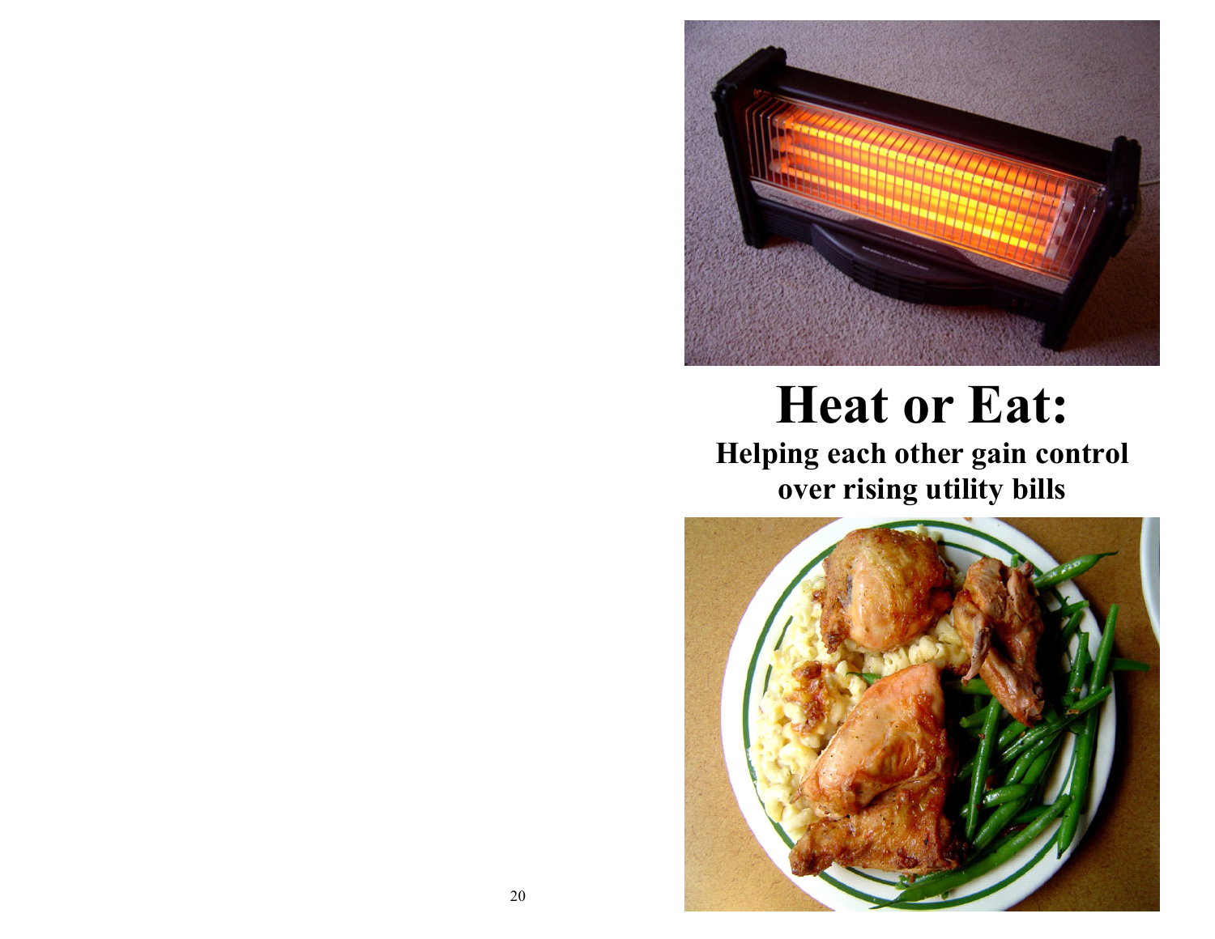# Heat or Eat:

## Helping each other gain control over rising utility bills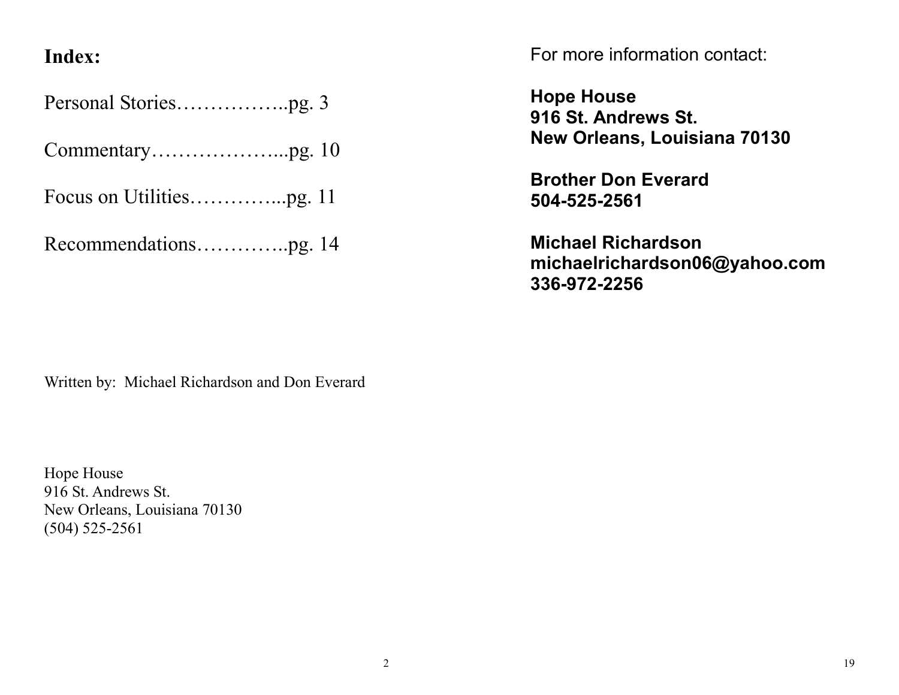## Index:

Personal Stories……………..pg. 3

Commentary………………...pg. 10

Focus on Utilities…………...pg. 11

Recommendations…………..pg. 14

Written by: Michael Richardson and Don Everard

Hope House
916 St. Andrews St.
New Orleans, Louisiana 70130
(504) 525-2561

For more information contact:

**Hope House**
**916 St. Andrews St.**
**New Orleans, Louisiana 70130**

**Brother Don Everard**
**504-525-2561**

**Michael Richardson**
**michaelrichardson06@yahoo.com**
**336-972-2256**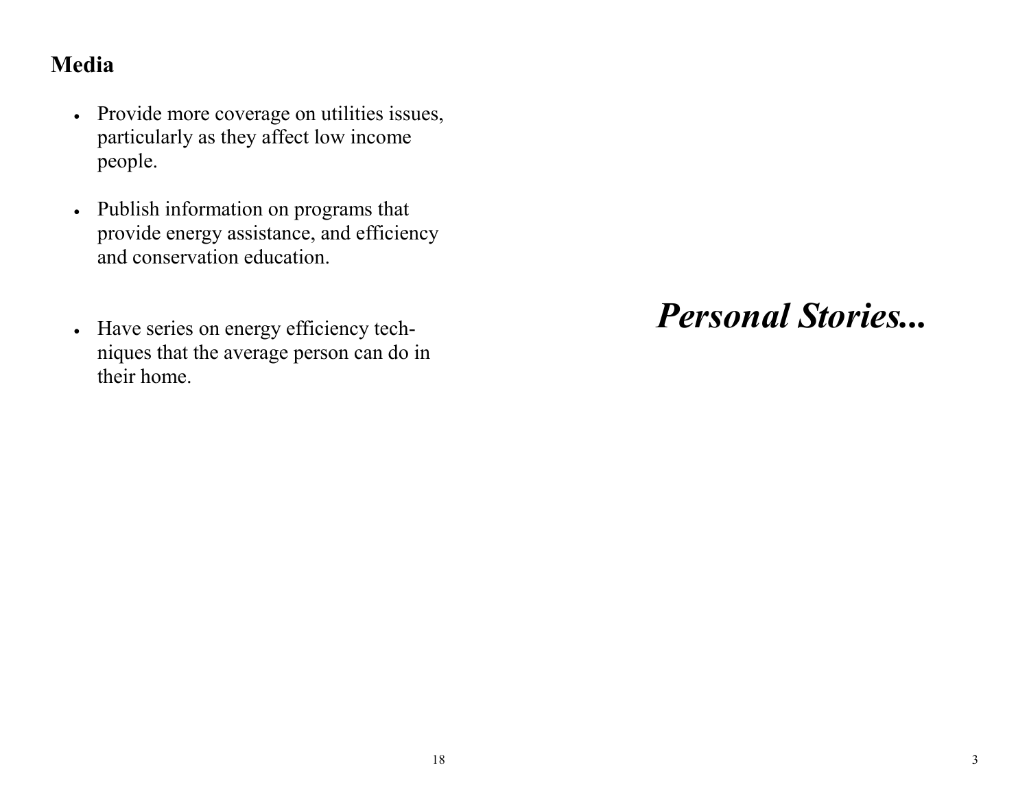## Media

- Provide more coverage on utilities issues, particularly as they affect low income people.
- Publish information on programs that provide energy assistance, and efficiency and conservation education.
- Have series on energy efficiency techniques that the average person can do in their home.

# *Personal Stories...*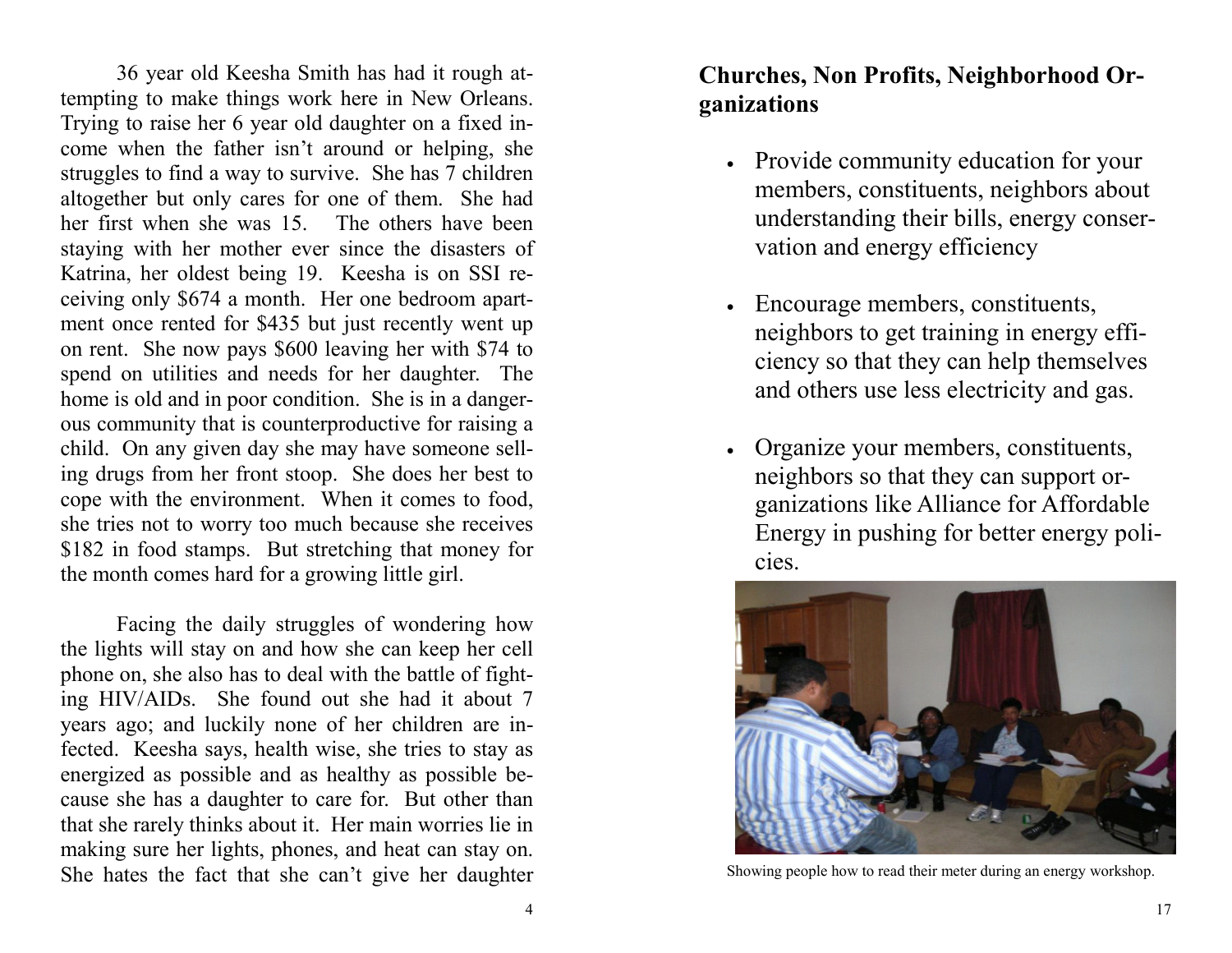36 year old Keesha Smith has had it rough attempting to make things work here in New Orleans. Trying to raise her 6 year old daughter on a fixed income when the father isn't around or helping, she struggles to find a way to survive. She has 7 children altogether but only cares for one of them. She had her first when she was 15. The others have been staying with her mother ever since the disasters of Katrina, her oldest being 19. Keesha is on SSI receiving only $674 a month. Her one bedroom apartment once rented for $435 but just recently went up on rent. She now pays $600 leaving her with $74 to spend on utilities and needs for her daughter. The home is old and in poor condition. She is in a dangerous community that is counterproductive for raising a child. On any given day she may have someone selling drugs from her front stoop. She does her best to cope with the environment. When it comes to food, she tries not to worry too much because she receives $182 in food stamps. But stretching that money for the month comes hard for a growing little girl.

Facing the daily struggles of wondering how the lights will stay on and how she can keep her cell phone on, she also has to deal with the battle of fighting HIV/AIDs. She found out she had it about 7 years ago; and luckily none of her children are infected. Keesha says, health wise, she tries to stay as energized as possible and as healthy as possible because she has a daughter to care for. But other than that she rarely thinks about it. Her main worries lie in making sure her lights, phones, and heat can stay on. She hates the fact that she can't give her daughter

**Churches, Non Profits, Neighborhood Organizations**

- Provide community education for your members, constituents, neighbors about understanding their bills, energy conservation and energy efficiency
- Encourage members, constituents, neighbors to get training in energy efficiency so that they can help themselves and others use less electricity and gas.
- Organize your members, constituents, neighbors so that they can support organizations like Alliance for Affordable Energy in pushing for better energy policies.

Showing people how to read their meter during an energy workshop.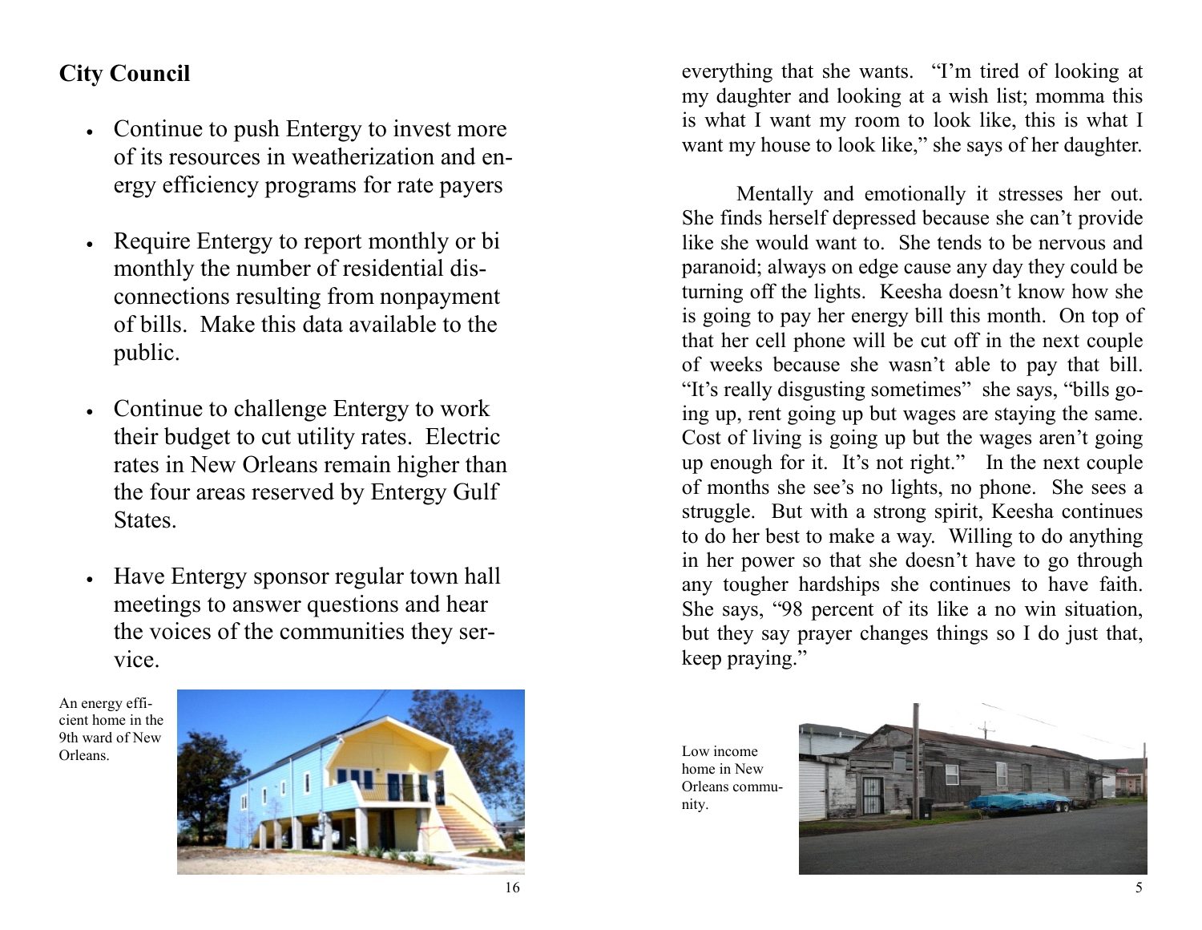## City Council

- Continue to push Entergy to invest more of its resources in weatherization and energy efficiency programs for rate payers
- Require Entergy to report monthly or bi monthly the number of residential disconnections resulting from nonpayment of bills. Make this data available to the public.
- Continue to challenge Entergy to work their budget to cut utility rates. Electric rates in New Orleans remain higher than the four areas reserved by Entergy Gulf States.
- Have Entergy sponsor regular town hall meetings to answer questions and hear the voices of the communities they service.

An energy efficient home in the 9th ward of New Orleans.

everything that she wants. "I'm tired of looking at my daughter and looking at a wish list; momma this is what I want my room to look like, this is what I want my house to look like," she says of her daughter.

Mentally and emotionally it stresses her out. She finds herself depressed because she can't provide like she would want to. She tends to be nervous and paranoid; always on edge cause any day they could be turning off the lights. Keesha doesn't know how she is going to pay her energy bill this month. On top of that her cell phone will be cut off in the next couple of weeks because she wasn't able to pay that bill. "It's really disgusting sometimes" she says, "bills going up, rent going up but wages are staying the same. Cost of living is going up but the wages aren't going up enough for it. It's not right." In the next couple of months she see's no lights, no phone. She sees a struggle. But with a strong spirit, Keesha continues to do her best to make a way. Willing to do anything in her power so that she doesn't have to go through any tougher hardships she continues to have faith. She says, "98 percent of its like a no win situation, but they say prayer changes things so I do just that, keep praying."

Low income home in New Orleans community.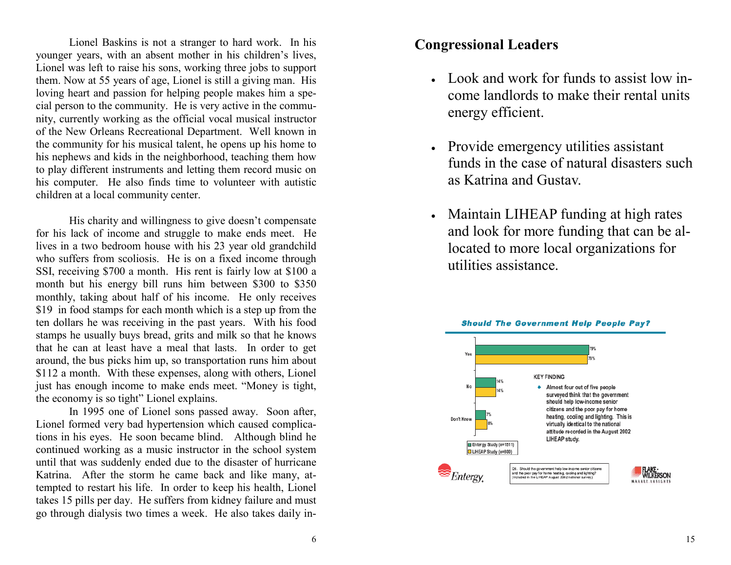Lionel Baskins is not a stranger to hard work. In his younger years, with an absent mother in his children's lives, Lionel was left to raise his sons, working three jobs to support them. Now at 55 years of age, Lionel is still a giving man. His loving heart and passion for helping people makes him a special person to the community. He is very active in the community, currently working as the official vocal musical instructor of the New Orleans Recreational Department. Well known in the community for his musical talent, he opens up his home to his nephews and kids in the neighborhood, teaching them how to play different instruments and letting them record music on his computer. He also finds time to volunteer with autistic children at a local community center.

His charity and willingness to give doesn't compensate for his lack of income and struggle to make ends meet. He lives in a two bedroom house with his 23 year old grandchild who suffers from scoliosis. He is on a fixed income through SSI, receiving $700 a month. His rent is fairly low at $100 a month but his energy bill runs him between $300 to $350 monthly, taking about half of his income. He only receives $19 in food stamps for each month which is a step up from the ten dollars he was receiving in the past years. With his food stamps he usually buys bread, grits and milk so that he knows that he can at least have a meal that lasts. In order to get around, the bus picks him up, so transportation runs him about $112 a month. With these expenses, along with others, Lionel just has enough income to make ends meet. "Money is tight, the economy is so tight" Lionel explains.

In 1995 one of Lionel sons passed away. Soon after, Lionel formed very bad hypertension which caused complications in his eyes. He soon became blind. Although blind he continued working as a music instructor in the school system until that was suddenly ended due to the disaster of hurricane Katrina. After the storm he came back and like many, attempted to restart his life. In order to keep his health, Lionel takes 15 pills per day. He suffers from kidney failure and must go through dialysis two times a week. He also takes daily in-

## Congressional Leaders

- Look and work for funds to assist low income landlords to make their rental units energy efficient.
- Provide emergency utilities assistant funds in the case of natural disasters such as Katrina and Gustav.
- Maintain LIHEAP funding at high rates and look for more funding that can be allocated to more local organizations for utilities assistance.

**Should The Government Help People Pay?**

| | Entergy Study (n=1511) | LIHEAP Study (n=800) |
|---|---|---|
| Yes | 79% | 78% |
| No | 14% | 14% |
| Don't Know | 7% | 8% |

KEY FINDING

- Almost four out of five people surveyed think that the government should help low-income senior citizens and the poor pay for home heating, cooling and lighting. This is virtually identical to the national attitude recorded in the August 2002 LIHEAP study.

Q6. Should the government help low-income senior citizens and the poor pay for home heating, cooling and lighting? (Included in the LIHEAP August 2002 national survey.)

Entergy — Flake-Wilkerson Market Insights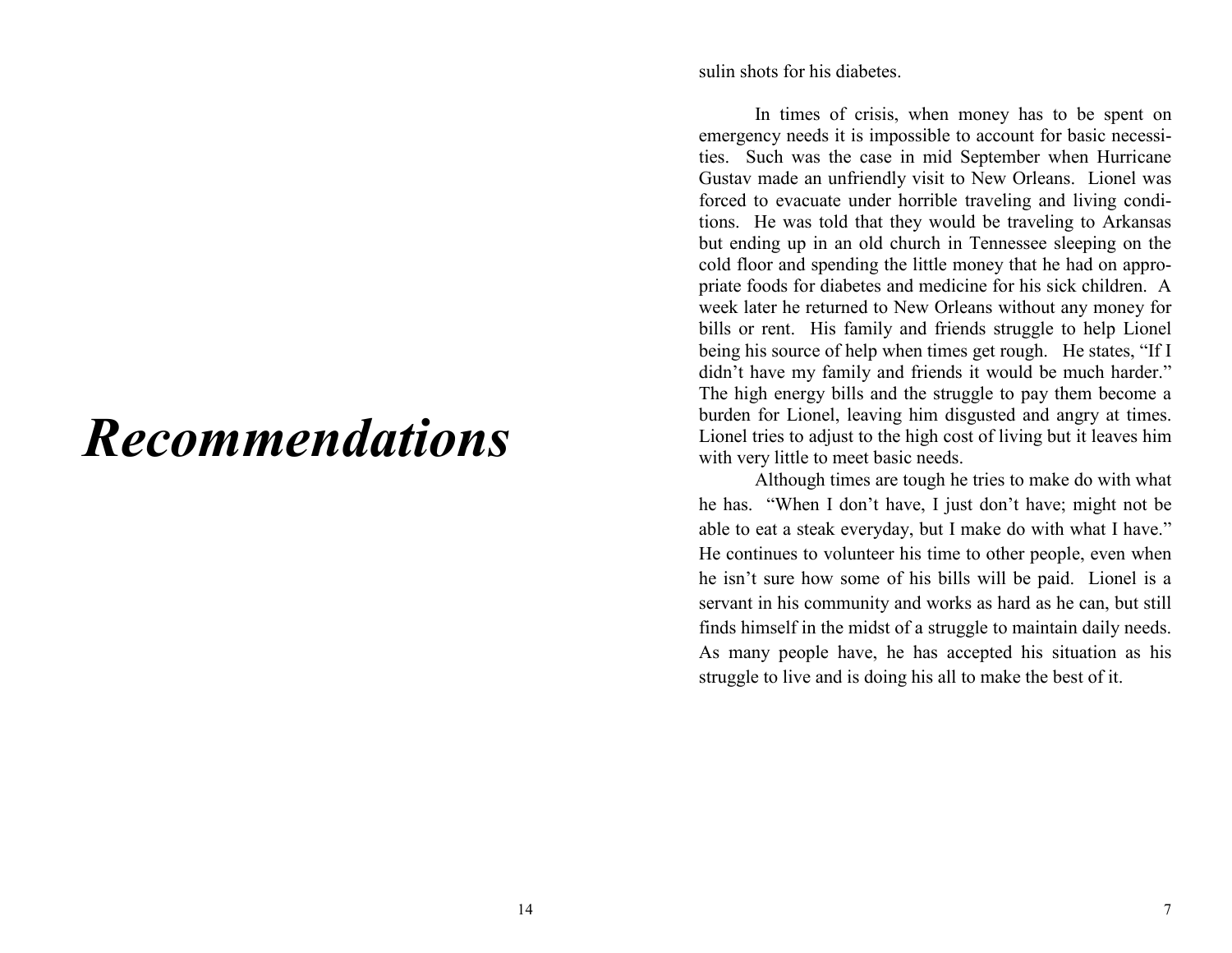# *Recommendations*

sulin shots for his diabetes.

In times of crisis, when money has to be spent on emergency needs it is impossible to account for basic necessities. Such was the case in mid September when Hurricane Gustav made an unfriendly visit to New Orleans. Lionel was forced to evacuate under horrible traveling and living conditions. He was told that they would be traveling to Arkansas but ending up in an old church in Tennessee sleeping on the cold floor and spending the little money that he had on appropriate foods for diabetes and medicine for his sick children. A week later he returned to New Orleans without any money for bills or rent. His family and friends struggle to help Lionel being his source of help when times get rough. He states, "If I didn't have my family and friends it would be much harder." The high energy bills and the struggle to pay them become a burden for Lionel, leaving him disgusted and angry at times. Lionel tries to adjust to the high cost of living but it leaves him with very little to meet basic needs.

Although times are tough he tries to make do with what he has. "When I don't have, I just don't have; might not be able to eat a steak everyday, but I make do with what I have." He continues to volunteer his time to other people, even when he isn't sure how some of his bills will be paid. Lionel is a servant in his community and works as hard as he can, but still finds himself in the midst of a struggle to maintain daily needs. As many people have, he has accepted his situation as his struggle to live and is doing his all to make the best of it.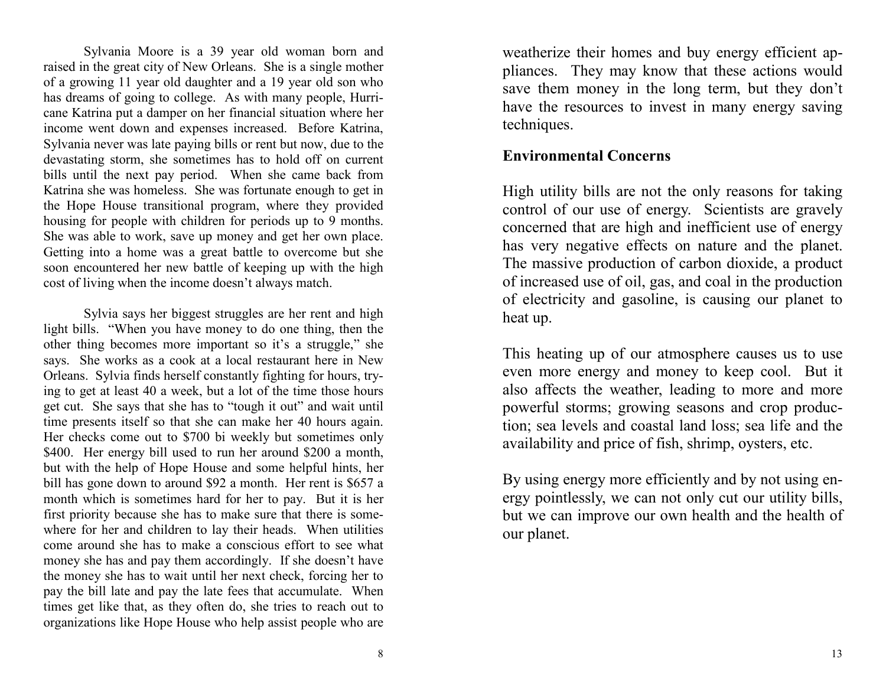Sylvania Moore is a 39 year old woman born and raised in the great city of New Orleans. She is a single mother of a growing 11 year old daughter and a 19 year old son who has dreams of going to college. As with many people, Hurricane Katrina put a damper on her financial situation where her income went down and expenses increased. Before Katrina, Sylvania never was late paying bills or rent but now, due to the devastating storm, she sometimes has to hold off on current bills until the next pay period. When she came back from Katrina she was homeless. She was fortunate enough to get in the Hope House transitional program, where they provided housing for people with children for periods up to 9 months. She was able to work, save up money and get her own place. Getting into a home was a great battle to overcome but she soon encountered her new battle of keeping up with the high cost of living when the income doesn't always match.

Sylvia says her biggest struggles are her rent and high light bills. "When you have money to do one thing, then the other thing becomes more important so it's a struggle," she says. She works as a cook at a local restaurant here in New Orleans. Sylvia finds herself constantly fighting for hours, trying to get at least 40 a week, but a lot of the time those hours get cut. She says that she has to "tough it out" and wait until time presents itself so that she can make her 40 hours again. Her checks come out to $700 bi weekly but sometimes only $400. Her energy bill used to run her around $200 a month, but with the help of Hope House and some helpful hints, her bill has gone down to around $92 a month. Her rent is $657 a month which is sometimes hard for her to pay. But it is her first priority because she has to make sure that there is somewhere for her and children to lay their heads. When utilities come around she has to make a conscious effort to see what money she has and pay them accordingly. If she doesn't have the money she has to wait until her next check, forcing her to pay the bill late and pay the late fees that accumulate. When times get like that, as they often do, she tries to reach out to organizations like Hope House who help assist people who are

weatherize their homes and buy energy efficient appliances. They may know that these actions would save them money in the long term, but they don't have the resources to invest in many energy saving techniques.

**Environmental Concerns**

High utility bills are not the only reasons for taking control of our use of energy. Scientists are gravely concerned that are high and inefficient use of energy has very negative effects on nature and the planet. The massive production of carbon dioxide, a product of increased use of oil, gas, and coal in the production of electricity and gasoline, is causing our planet to heat up.

This heating up of our atmosphere causes us to use even more energy and money to keep cool. But it also affects the weather, leading to more and more powerful storms; growing seasons and crop production; sea levels and coastal land loss; sea life and the availability and price of fish, shrimp, oysters, etc.

By using energy more efficiently and by not using energy pointlessly, we can not only cut our utility bills, but we can improve our own health and the health of our planet.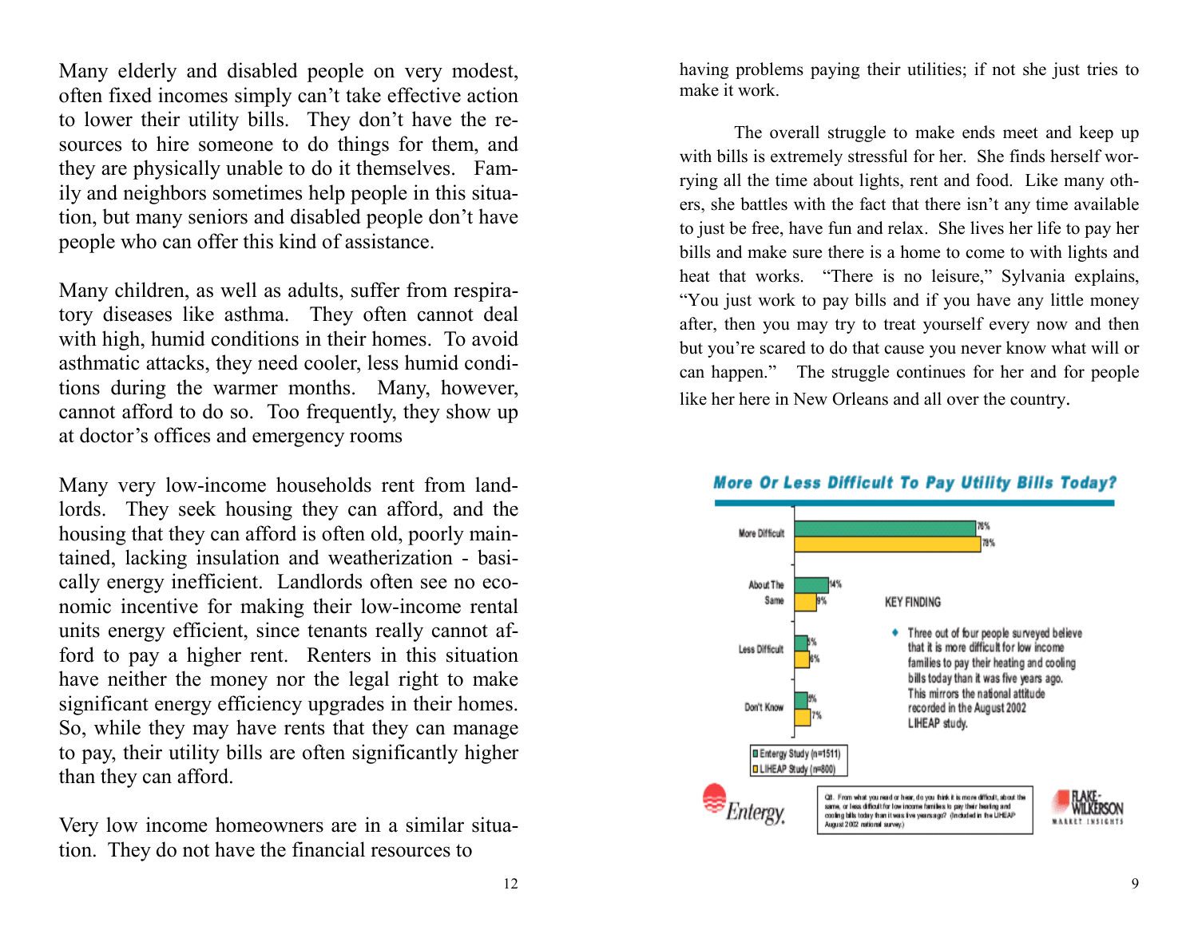Many elderly and disabled people on very modest, often fixed incomes simply can't take effective action to lower their utility bills. They don't have the resources to hire someone to do things for them, and they are physically unable to do it themselves. Family and neighbors sometimes help people in this situation, but many seniors and disabled people don't have people who can offer this kind of assistance.

Many children, as well as adults, suffer from respiratory diseases like asthma. They often cannot deal with high, humid conditions in their homes. To avoid asthmatic attacks, they need cooler, less humid conditions during the warmer months. Many, however, cannot afford to do so. Too frequently, they show up at doctor's offices and emergency rooms

Many very low-income households rent from landlords. They seek housing they can afford, and the housing that they can afford is often old, poorly maintained, lacking insulation and weatherization - basically energy inefficient. Landlords often see no economic incentive for making their low-income rental units energy efficient, since tenants really cannot afford to pay a higher rent. Renters in this situation have neither the money nor the legal right to make significant energy efficiency upgrades in their homes. So, while they may have rents that they can manage to pay, their utility bills are often significantly higher than they can afford.

Very low income homeowners are in a similar situation. They do not have the financial resources to

having problems paying their utilities; if not she just tries to make it work.

The overall struggle to make ends meet and keep up with bills is extremely stressful for her. She finds herself worrying all the time about lights, rent and food. Like many others, she battles with the fact that there isn't any time available to just be free, have fun and relax. She lives her life to pay her bills and make sure there is a home to come to with lights and heat that works. "There is no leisure," Sylvania explains, "You just work to pay bills and if you have any little money after, then you may try to treat yourself every now and then but you're scared to do that cause you never know what will or can happen." The struggle continues for her and for people like her here in New Orleans and all over the country.

**More Or Less Difficult To Pay Utility Bills Today?**

| | Entergy Study (n=1511) | LIHEAP Study (n=800) |
|---|---|---|
| More Difficult | 76% | 78% |
| About The Same | 14% | 9% |
| Less Difficult | 5% | 6% |
| Don't Know | 5% | 7% |

KEY FINDING

- Three out of four people surveyed believe that it is more difficult for low income families to pay their heating and cooling bills today than it was five years ago. This mirrors the national attitude recorded in the August 2002 LIHEAP study.

Q8. From what you read or hear, do you think it is more difficult, about the same, or less difficult for low income families to pay their heating and cooling bills today than it was five years ago? (Included in the LIHEAP August 2002 national survey.)

Entergy

FLAKE-WILKERSON MARKET INSIGHTS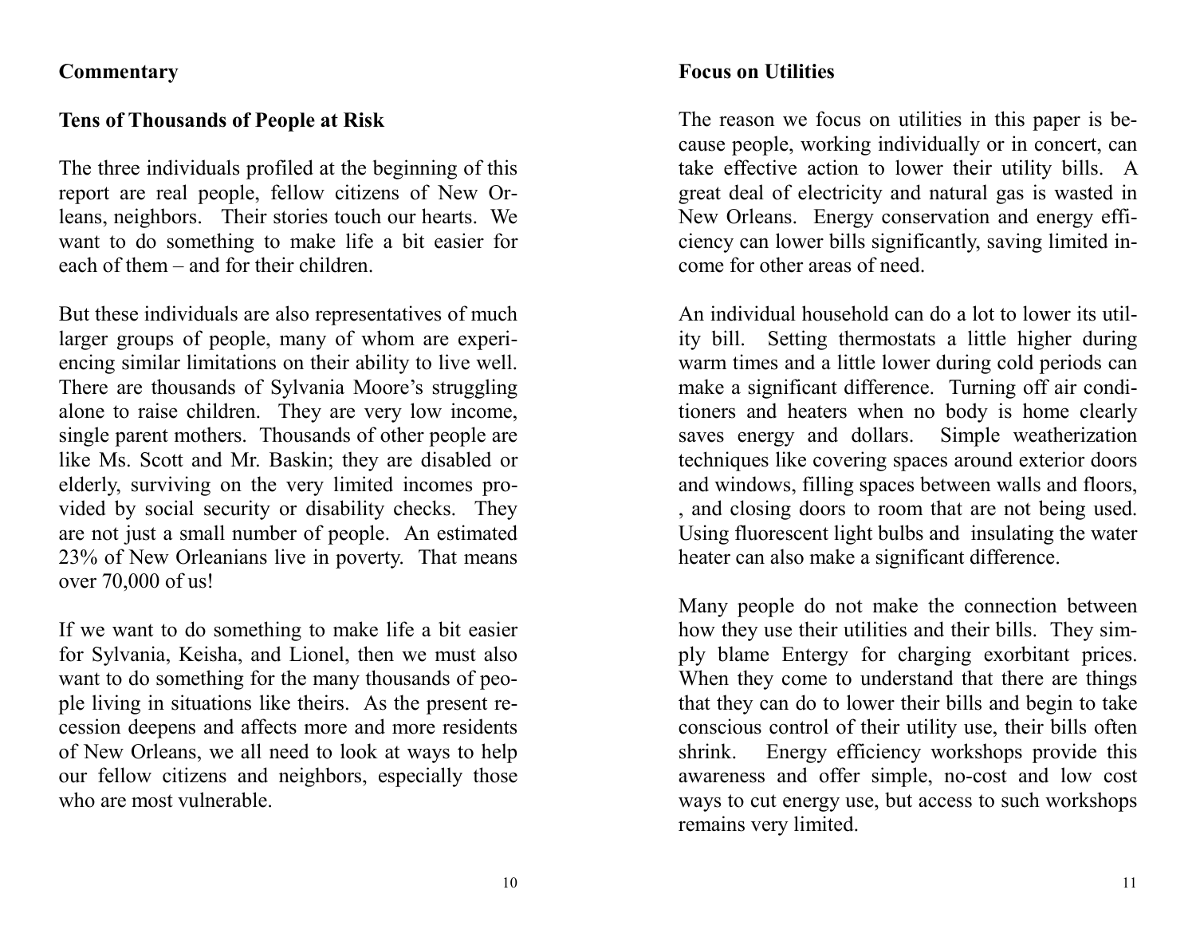## Commentary

### Tens of Thousands of People at Risk

The three individuals profiled at the beginning of this report are real people, fellow citizens of New Orleans, neighbors. Their stories touch our hearts. We want to do something to make life a bit easier for each of them – and for their children.

But these individuals are also representatives of much larger groups of people, many of whom are experiencing similar limitations on their ability to live well. There are thousands of Sylvania Moore's struggling alone to raise children. They are very low income, single parent mothers. Thousands of other people are like Ms. Scott and Mr. Baskin; they are disabled or elderly, surviving on the very limited incomes provided by social security or disability checks. They are not just a small number of people. An estimated 23% of New Orleanians live in poverty. That means over 70,000 of us!

If we want to do something to make life a bit easier for Sylvania, Keisha, and Lionel, then we must also want to do something for the many thousands of people living in situations like theirs. As the present recession deepens and affects more and more residents of New Orleans, we all need to look at ways to help our fellow citizens and neighbors, especially those who are most vulnerable.

### Focus on Utilities

The reason we focus on utilities in this paper is because people, working individually or in concert, can take effective action to lower their utility bills. A great deal of electricity and natural gas is wasted in New Orleans. Energy conservation and energy efficiency can lower bills significantly, saving limited income for other areas of need.

An individual household can do a lot to lower its utility bill. Setting thermostats a little higher during warm times and a little lower during cold periods can make a significant difference. Turning off air conditioners and heaters when no body is home clearly saves energy and dollars. Simple weatherization techniques like covering spaces around exterior doors and windows, filling spaces between walls and floors, , and closing doors to room that are not being used. Using fluorescent light bulbs and insulating the water heater can also make a significant difference.

Many people do not make the connection between how they use their utilities and their bills. They simply blame Entergy for charging exorbitant prices. When they come to understand that there are things that they can do to lower their bills and begin to take conscious control of their utility use, their bills often shrink. Energy efficiency workshops provide this awareness and offer simple, no-cost and low cost ways to cut energy use, but access to such workshops remains very limited.